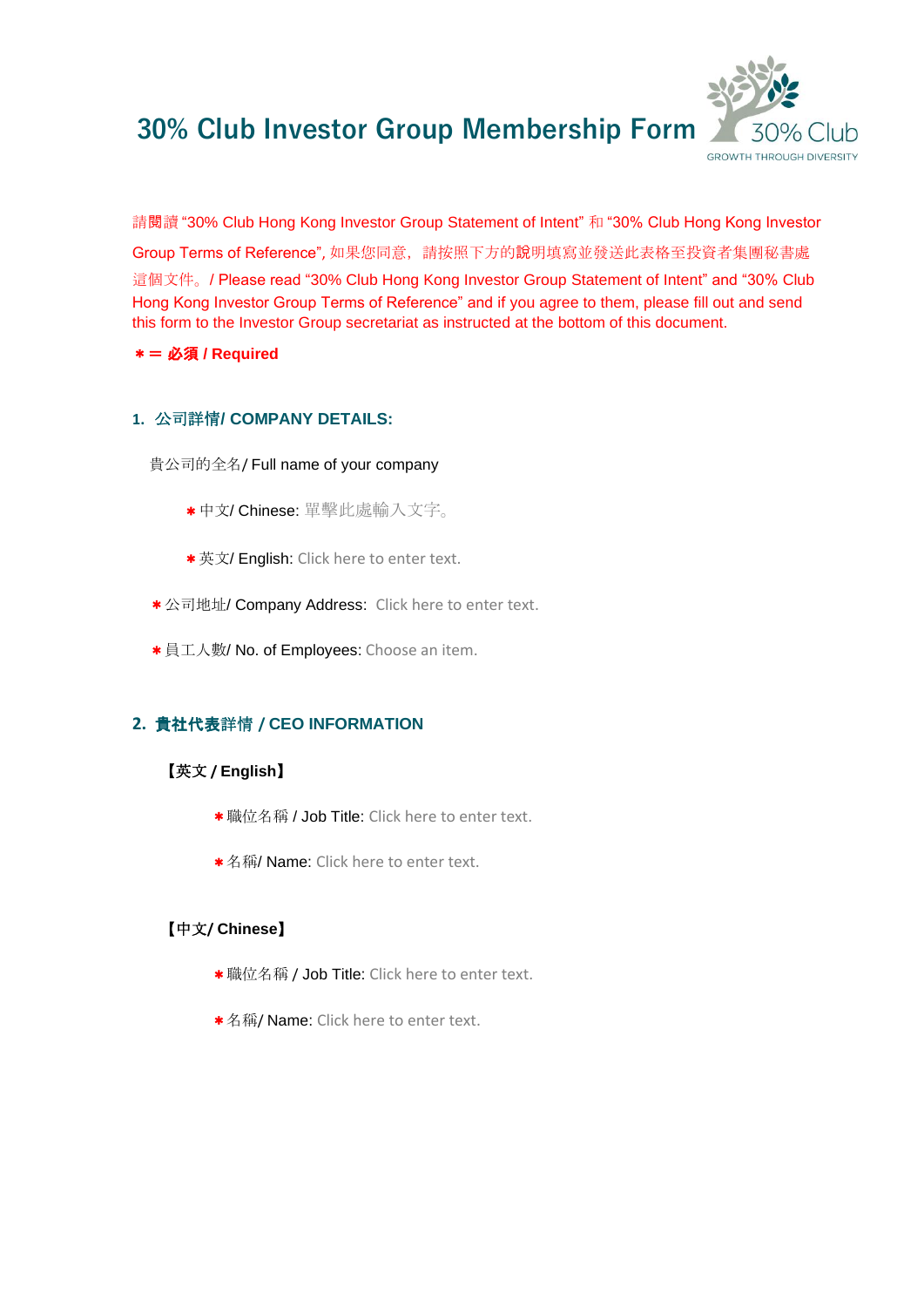# 30% Club Investor Group Membership Form

30% Club
GROWTH THROUGH DIVERSITY

請閱讀 “30% Club Hong Kong Investor Group Statement of Intent” 和 “30% Club Hong Kong Investor Group Terms of Reference”, 如果您同意， 請按照下方的說明填寫並發送此表格至投資者集團秘書處這個文件。/ Please read “30% Club Hong Kong Investor Group Statement of Intent” and “30% Club Hong Kong Investor Group Terms of Reference” and if you agree to them, please fill out and send this form to the Investor Group secretariat as instructed at the bottom of this document.

**\* = 必須 / Required**

## 1. 公司詳情/ COMPANY DETAILS:

貴公司的全名/ Full name of your company

- \* 中文/ Chinese: 單擊此處輸入文字。
- \* 英文/ English: Click here to enter text.

\* 公司地址/ Company Address: Click here to enter text.

\* 員工人數/ No. of Employees: Choose an item.

## 2. 貴社代表詳情 / CEO INFORMATION

**【英文 / English】**

- \* 職位名稱 / Job Title: Click here to enter text.
- \* 名稱/ Name: Click here to enter text.

**【中文/ Chinese】**

- \* 職位名稱 / Job Title: Click here to enter text.
- \* 名稱/ Name: Click here to enter text.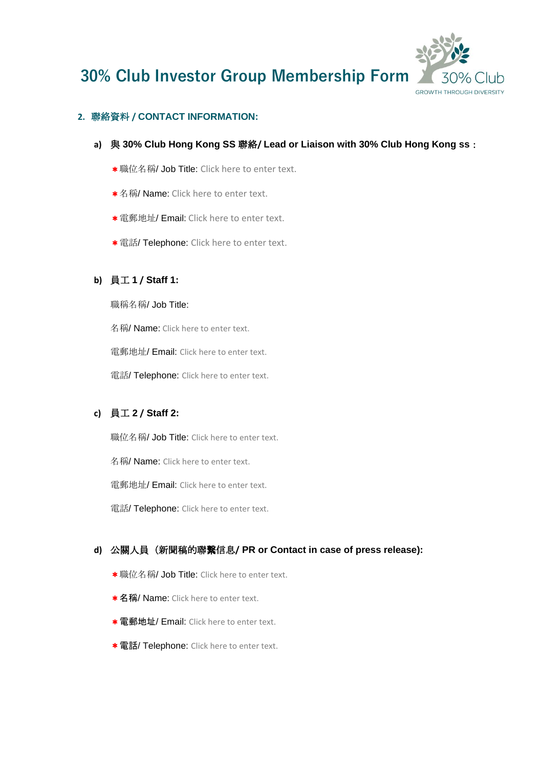# 30% Club Investor Group Membership Form

30% Club
GROWTH THROUGH DIVERSITY

**2. 聯絡資料 / CONTACT INFORMATION:**

**a) 與 30% Club Hong Kong SS 聯絡/ Lead or Liaison with 30% Club Hong Kong ss：**

* 職位名稱/ Job Title: Click here to enter text.

* 名稱/ Name: Click here to enter text.

* 電郵地址/ Email: Click here to enter text.

* 電話/ Telephone: Click here to enter text.

**b) 員工 1 / Staff 1:**

職稱名稱/ Job Title:

名稱/ Name: Click here to enter text.

電郵地址/ Email: Click here to enter text.

電話/ Telephone: Click here to enter text.

**c) 員工 2 / Staff 2:**

職位名稱/ Job Title: Click here to enter text.

名稱/ Name: Click here to enter text.

電郵地址/ Email: Click here to enter text.

電話/ Telephone: Click here to enter text.

**d) 公關人員（新聞稿的聯繫信息/ PR or Contact in case of press release):**

* 職位名稱/ Job Title: Click here to enter text.

* 名稱/ Name: Click here to enter text.

* 電郵地址/ Email: Click here to enter text.

* 電話/ Telephone: Click here to enter text.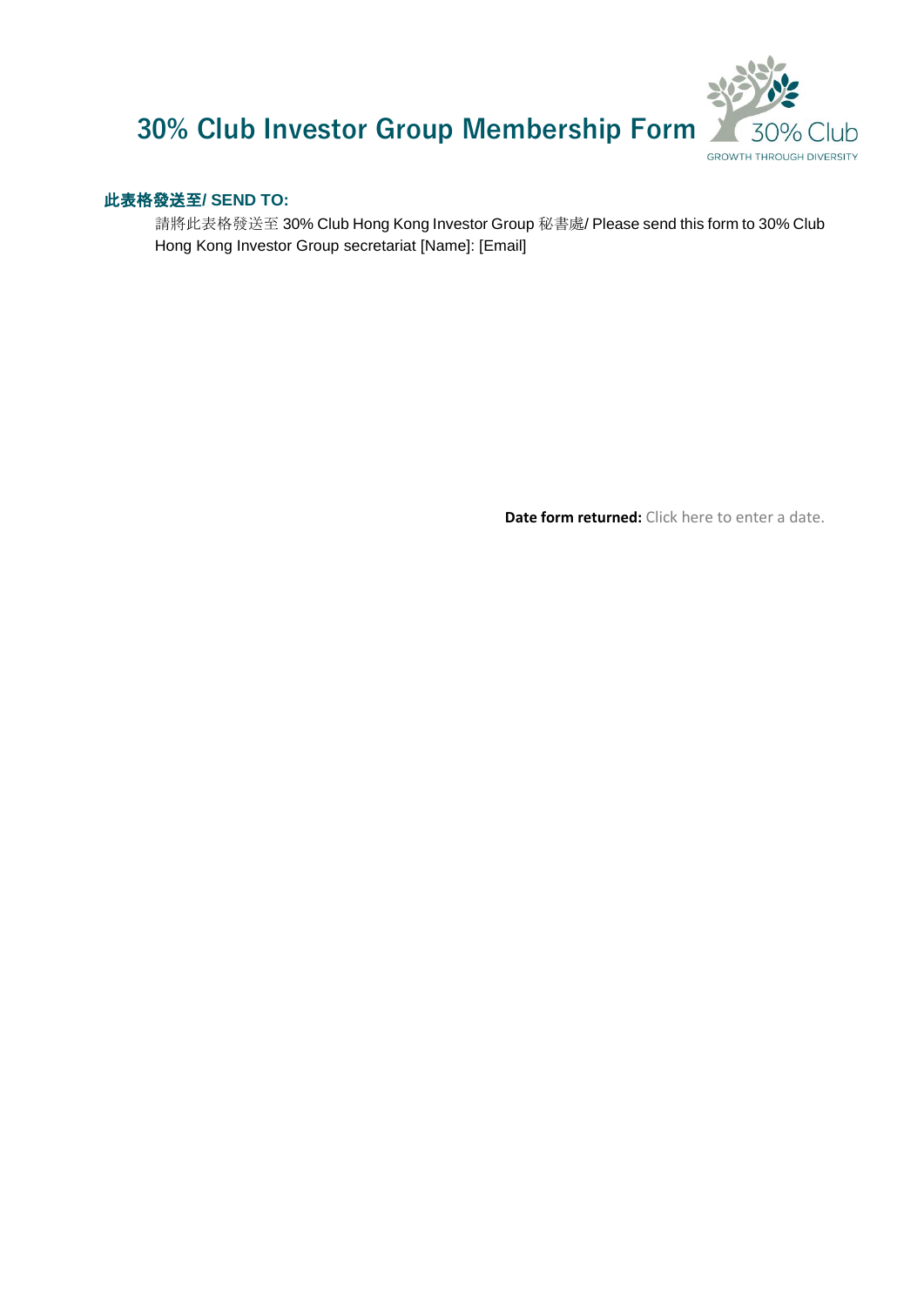# 30% Club Investor Group Membership Form

30% Club
GROWTH THROUGH DIVERSITY

**此表格發送至/ SEND TO:**

請將此表格發送至 30% Club Hong Kong Investor Group 秘書處/ Please send this form to 30% Club Hong Kong Investor Group secretariat [Name]: [Email]

**Date form returned:** Click here to enter a date.